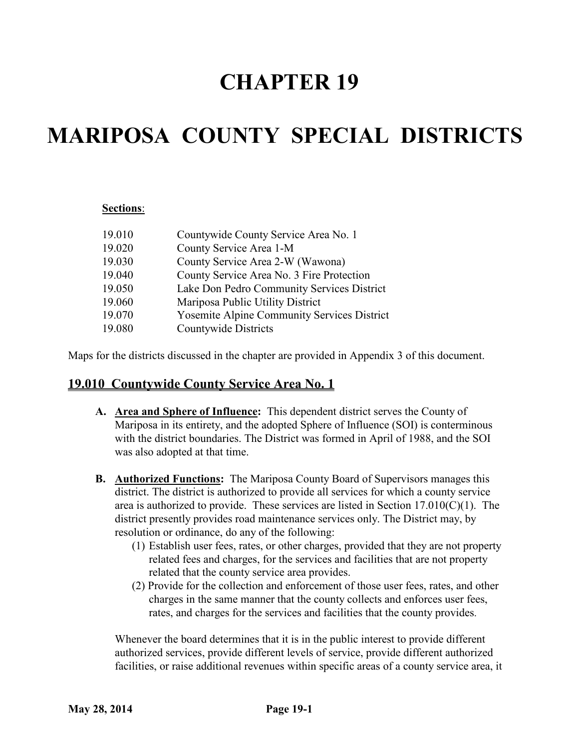# CHAPTER 19

# MARIPOSA COUNTY SPECIAL DISTRICTS

**Sections**:

| | |
|---|---|
| 19.010 | Countywide County Service Area No. 1 |
| 19.020 | County Service Area 1-M |
| 19.030 | County Service Area 2-W (Wawona) |
| 19.040 | County Service Area No. 3 Fire Protection |
| 19.050 | Lake Don Pedro Community Services District |
| 19.060 | Mariposa Public Utility District |
| 19.070 | Yosemite Alpine Community Services District |
| 19.080 | Countywide Districts |

Maps for the districts discussed in the chapter are provided in Appendix 3 of this document.

## 19.010 Countywide County Service Area No. 1

**A. Area and Sphere of Influence:** This dependent district serves the County of Mariposa in its entirety, and the adopted Sphere of Influence (SOI) is conterminous with the district boundaries. The District was formed in April of 1988, and the SOI was also adopted at that time.

**B. Authorized Functions:** The Mariposa County Board of Supervisors manages this district. The district is authorized to provide all services for which a county service area is authorized to provide. These services are listed in Section 17.010(C)(1). The district presently provides road maintenance services only. The District may, by resolution or ordinance, do any of the following:

(1) Establish user fees, rates, or other charges, provided that they are not property related fees and charges, for the services and facilities that are not property related that the county service area provides.

(2) Provide for the collection and enforcement of those user fees, rates, and other charges in the same manner that the county collects and enforces user fees, rates, and charges for the services and facilities that the county provides.

Whenever the board determines that it is in the public interest to provide different authorized services, provide different levels of service, provide different authorized facilities, or raise additional revenues within specific areas of a county service area, it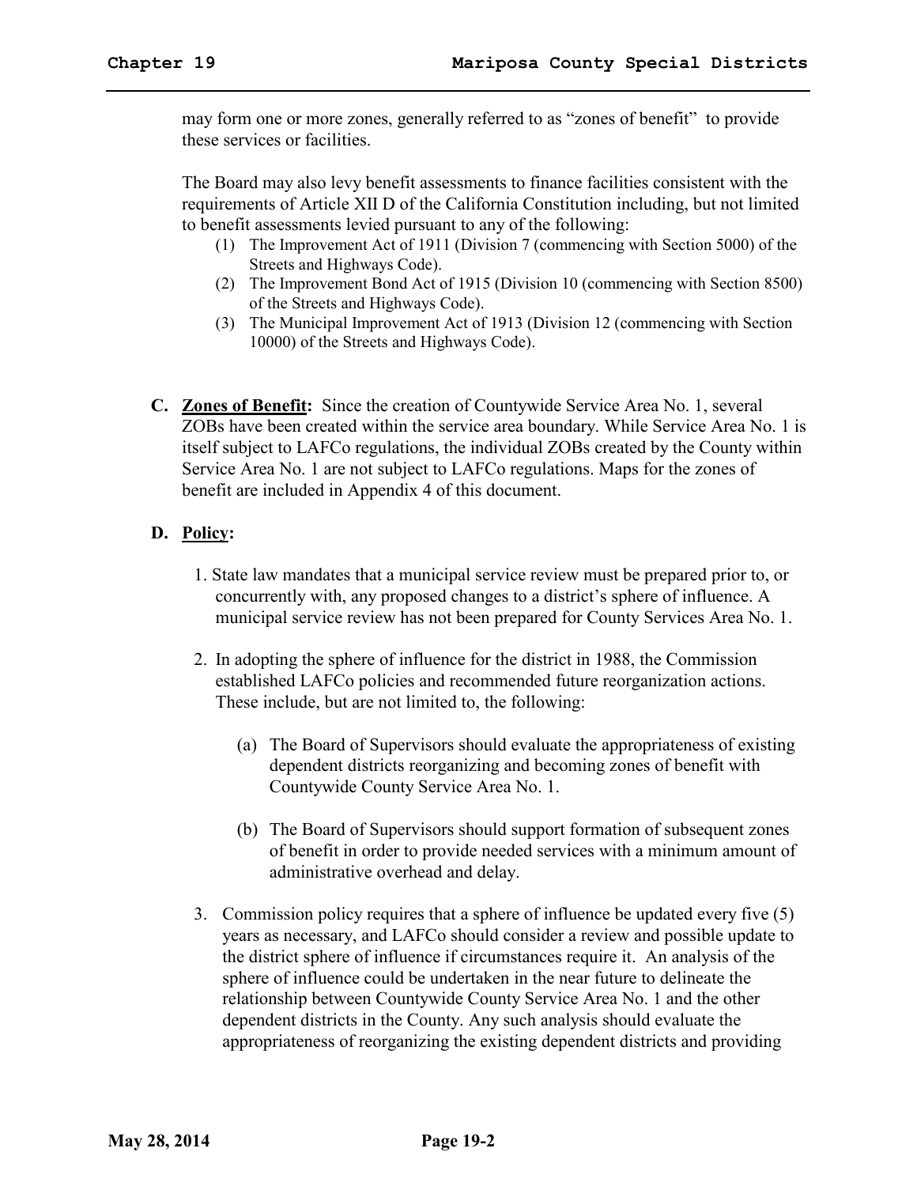may form one or more zones, generally referred to as "zones of benefit" to provide these services or facilities.

The Board may also levy benefit assessments to finance facilities consistent with the requirements of Article XII D of the California Constitution including, but not limited to benefit assessments levied pursuant to any of the following:

(1) The Improvement Act of 1911 (Division 7 (commencing with Section 5000) of the Streets and Highways Code).
(2) The Improvement Bond Act of 1915 (Division 10 (commencing with Section 8500) of the Streets and Highways Code).
(3) The Municipal Improvement Act of 1913 (Division 12 (commencing with Section 10000) of the Streets and Highways Code).

**C. Zones of Benefit:** Since the creation of Countywide Service Area No. 1, several ZOBs have been created within the service area boundary. While Service Area No. 1 is itself subject to LAFCo regulations, the individual ZOBs created by the County within Service Area No. 1 are not subject to LAFCo regulations. Maps for the zones of benefit are included in Appendix 4 of this document.

**D. Policy:**

1. State law mandates that a municipal service review must be prepared prior to, or concurrently with, any proposed changes to a district's sphere of influence. A municipal service review has not been prepared for County Services Area No. 1.

2. In adopting the sphere of influence for the district in 1988, the Commission established LAFCo policies and recommended future reorganization actions. These include, but are not limited to, the following:

   (a) The Board of Supervisors should evaluate the appropriateness of existing dependent districts reorganizing and becoming zones of benefit with Countywide County Service Area No. 1.

   (b) The Board of Supervisors should support formation of subsequent zones of benefit in order to provide needed services with a minimum amount of administrative overhead and delay.

3. Commission policy requires that a sphere of influence be updated every five (5) years as necessary, and LAFCo should consider a review and possible update to the district sphere of influence if circumstances require it. An analysis of the sphere of influence could be undertaken in the near future to delineate the relationship between Countywide County Service Area No. 1 and the other dependent districts in the County. Any such analysis should evaluate the appropriateness of reorganizing the existing dependent districts and providing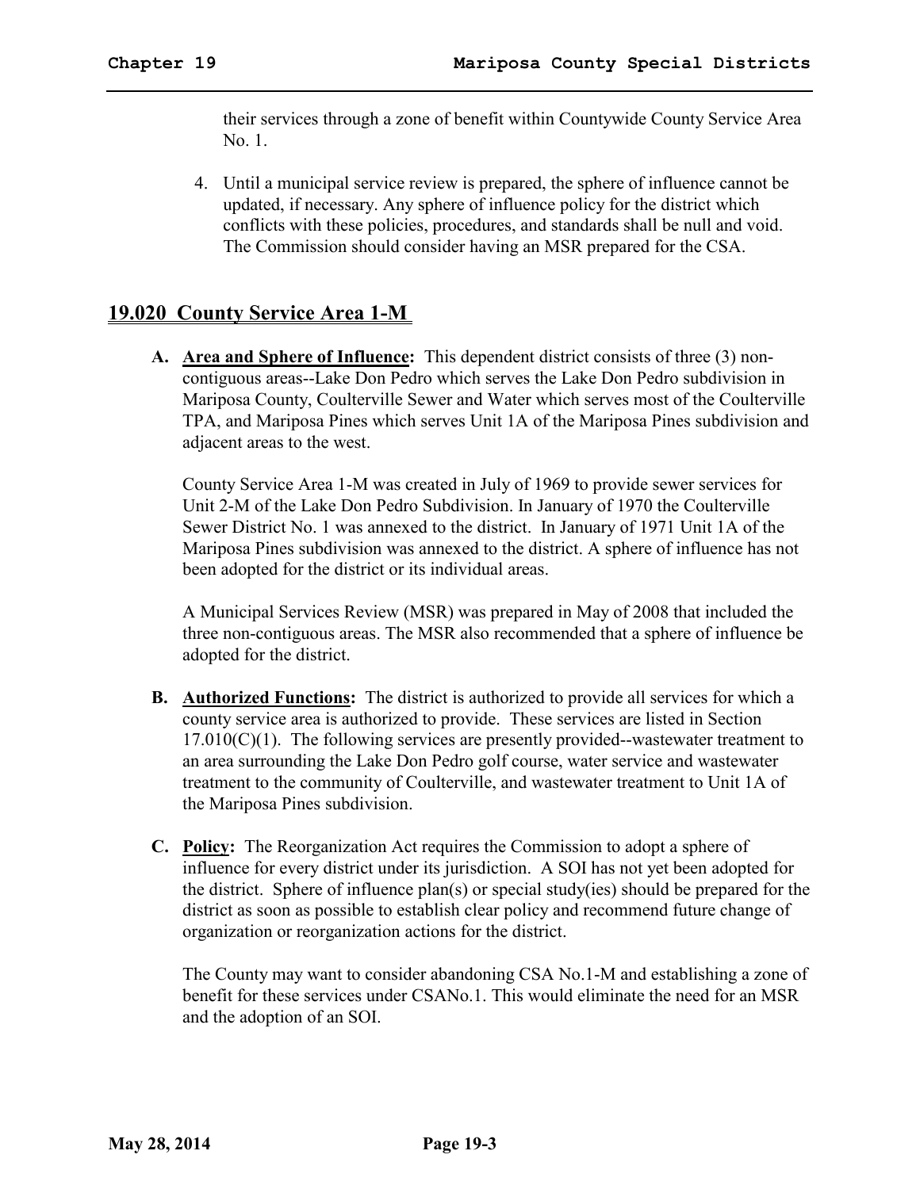their services through a zone of benefit within Countywide County Service Area No. 1.

4. Until a municipal service review is prepared, the sphere of influence cannot be updated, if necessary. Any sphere of influence policy for the district which conflicts with these policies, procedures, and standards shall be null and void. The Commission should consider having an MSR prepared for the CSA.

## 19.020 County Service Area 1-M

**A. Area and Sphere of Influence:** This dependent district consists of three (3) non-contiguous areas--Lake Don Pedro which serves the Lake Don Pedro subdivision in Mariposa County, Coulterville Sewer and Water which serves most of the Coulterville TPA, and Mariposa Pines which serves Unit 1A of the Mariposa Pines subdivision and adjacent areas to the west.

County Service Area 1-M was created in July of 1969 to provide sewer services for Unit 2-M of the Lake Don Pedro Subdivision. In January of 1970 the Coulterville Sewer District No. 1 was annexed to the district. In January of 1971 Unit 1A of the Mariposa Pines subdivision was annexed to the district. A sphere of influence has not been adopted for the district or its individual areas.

A Municipal Services Review (MSR) was prepared in May of 2008 that included the three non-contiguous areas. The MSR also recommended that a sphere of influence be adopted for the district.

**B. Authorized Functions:** The district is authorized to provide all services for which a county service area is authorized to provide. These services are listed in Section 17.010(C)(1). The following services are presently provided--wastewater treatment to an area surrounding the Lake Don Pedro golf course, water service and wastewater treatment to the community of Coulterville, and wastewater treatment to Unit 1A of the Mariposa Pines subdivision.

**C. Policy:** The Reorganization Act requires the Commission to adopt a sphere of influence for every district under its jurisdiction. A SOI has not yet been adopted for the district. Sphere of influence plan(s) or special study(ies) should be prepared for the district as soon as possible to establish clear policy and recommend future change of organization or reorganization actions for the district.

The County may want to consider abandoning CSA No.1-M and establishing a zone of benefit for these services under CSANo.1. This would eliminate the need for an MSR and the adoption of an SOI.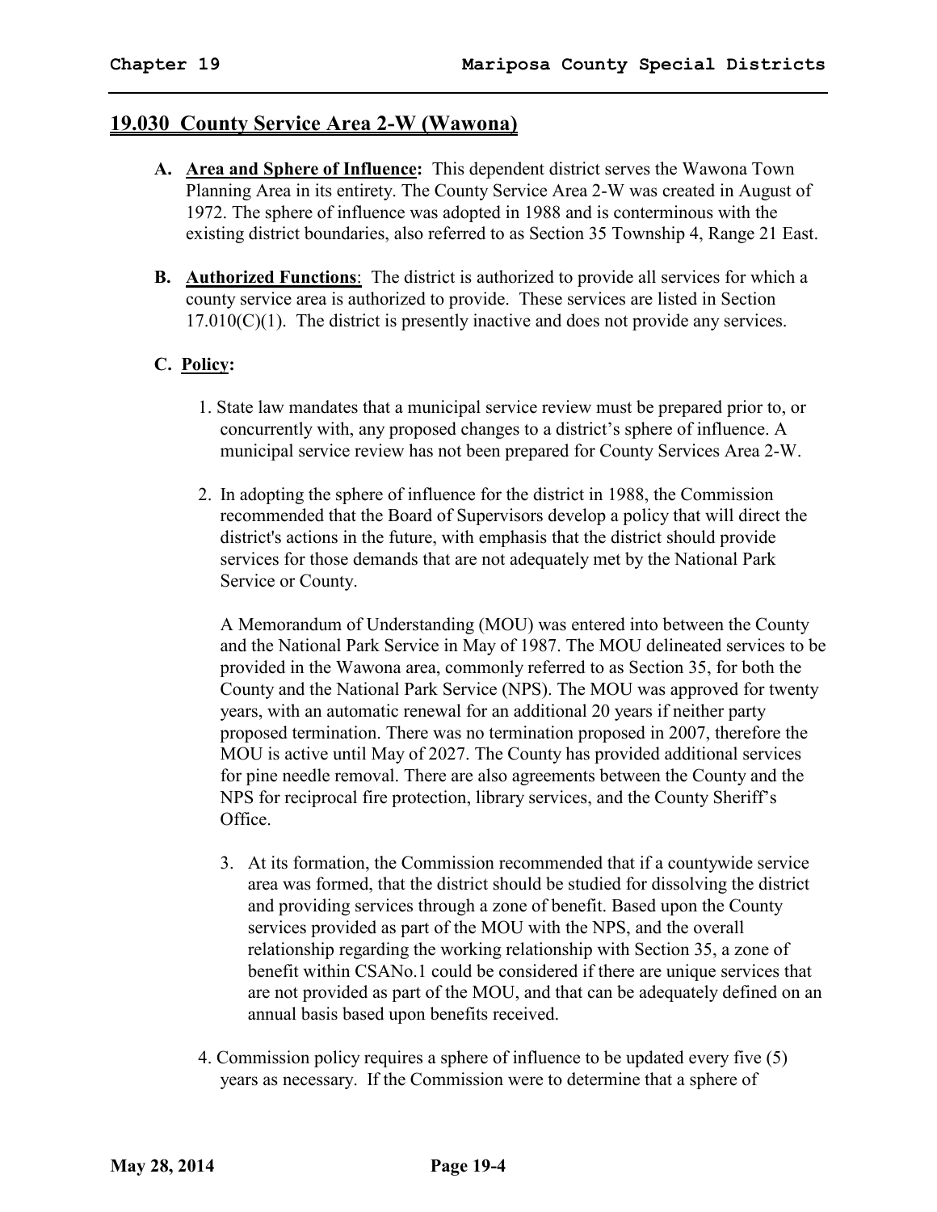## 19.030 County Service Area 2-W (Wawona)

**A. Area and Sphere of Influence:** This dependent district serves the Wawona Town Planning Area in its entirety. The County Service Area 2-W was created in August of 1972. The sphere of influence was adopted in 1988 and is conterminous with the existing district boundaries, also referred to as Section 35 Township 4, Range 21 East.

**B. Authorized Functions**: The district is authorized to provide all services for which a county service area is authorized to provide. These services are listed in Section 17.010(C)(1). The district is presently inactive and does not provide any services.

**C. Policy:**

1. State law mandates that a municipal service review must be prepared prior to, or concurrently with, any proposed changes to a district's sphere of influence. A municipal service review has not been prepared for County Services Area 2-W.

2. In adopting the sphere of influence for the district in 1988, the Commission recommended that the Board of Supervisors develop a policy that will direct the district's actions in the future, with emphasis that the district should provide services for those demands that are not adequately met by the National Park Service or County.

   A Memorandum of Understanding (MOU) was entered into between the County and the National Park Service in May of 1987. The MOU delineated services to be provided in the Wawona area, commonly referred to as Section 35, for both the County and the National Park Service (NPS). The MOU was approved for twenty years, with an automatic renewal for an additional 20 years if neither party proposed termination. There was no termination proposed in 2007, therefore the MOU is active until May of 2027. The County has provided additional services for pine needle removal. There are also agreements between the County and the NPS for reciprocal fire protection, library services, and the County Sheriff's Office.

3. At its formation, the Commission recommended that if a countywide service area was formed, that the district should be studied for dissolving the district and providing services through a zone of benefit. Based upon the County services provided as part of the MOU with the NPS, and the overall relationship regarding the working relationship with Section 35, a zone of benefit within CSANo.1 could be considered if there are unique services that are not provided as part of the MOU, and that can be adequately defined on an annual basis based upon benefits received.

4. Commission policy requires a sphere of influence to be updated every five (5) years as necessary. If the Commission were to determine that a sphere of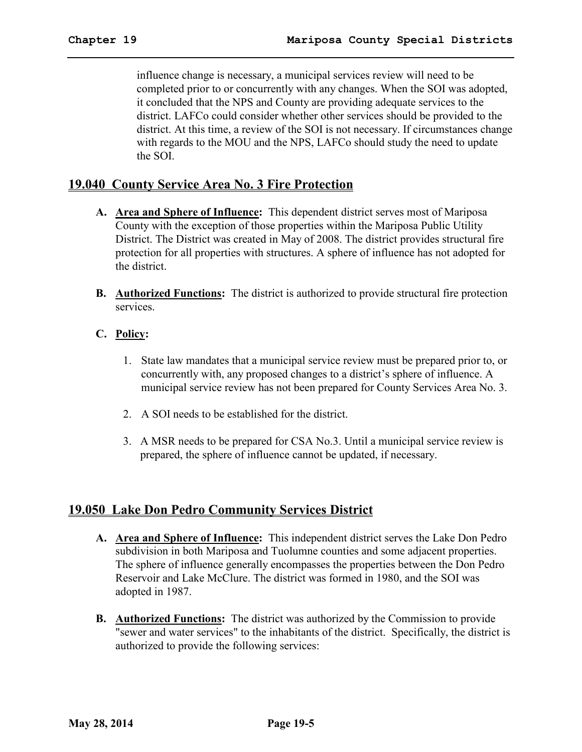influence change is necessary, a municipal services review will need to be completed prior to or concurrently with any changes. When the SOI was adopted, it concluded that the NPS and County are providing adequate services to the district. LAFCo could consider whether other services should be provided to the district. At this time, a review of the SOI is not necessary. If circumstances change with regards to the MOU and the NPS, LAFCo should study the need to update the SOI.

## 19.040 County Service Area No. 3 Fire Protection

**A. Area and Sphere of Influence:** This dependent district serves most of Mariposa County with the exception of those properties within the Mariposa Public Utility District. The District was created in May of 2008. The district provides structural fire protection for all properties with structures. A sphere of influence has not adopted for the district.

**B. Authorized Functions:** The district is authorized to provide structural fire protection services.

**C. Policy:**

1. State law mandates that a municipal service review must be prepared prior to, or concurrently with, any proposed changes to a district's sphere of influence. A municipal service review has not been prepared for County Services Area No. 3.

2. A SOI needs to be established for the district.

3. A MSR needs to be prepared for CSA No.3. Until a municipal service review is prepared, the sphere of influence cannot be updated, if necessary.

## 19.050 Lake Don Pedro Community Services District

**A. Area and Sphere of Influence:** This independent district serves the Lake Don Pedro subdivision in both Mariposa and Tuolumne counties and some adjacent properties. The sphere of influence generally encompasses the properties between the Don Pedro Reservoir and Lake McClure. The district was formed in 1980, and the SOI was adopted in 1987.

**B. Authorized Functions:** The district was authorized by the Commission to provide "sewer and water services" to the inhabitants of the district. Specifically, the district is authorized to provide the following services: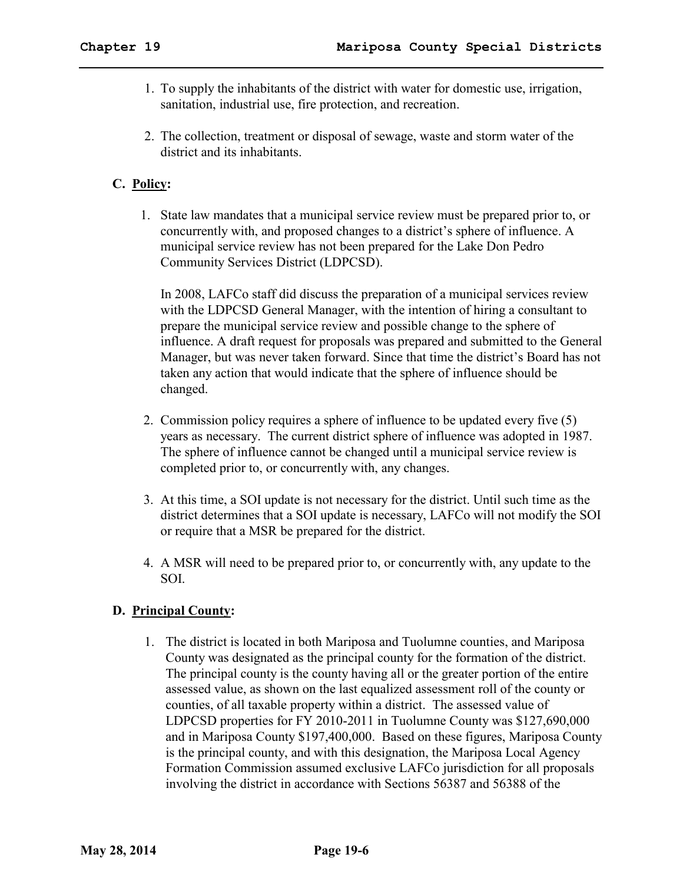1. To supply the inhabitants of the district with water for domestic use, irrigation, sanitation, industrial use, fire protection, and recreation.

2. The collection, treatment or disposal of sewage, waste and storm water of the district and its inhabitants.

### C. <u>Policy</u>:

1. State law mandates that a municipal service review must be prepared prior to, or concurrently with, and proposed changes to a district's sphere of influence. A municipal service review has not been prepared for the Lake Don Pedro Community Services District (LDPCSD).

   In 2008, LAFCo staff did discuss the preparation of a municipal services review with the LDPCSD General Manager, with the intention of hiring a consultant to prepare the municipal service review and possible change to the sphere of influence. A draft request for proposals was prepared and submitted to the General Manager, but was never taken forward. Since that time the district's Board has not taken any action that would indicate that the sphere of influence should be changed.

2. Commission policy requires a sphere of influence to be updated every five (5) years as necessary. The current district sphere of influence was adopted in 1987. The sphere of influence cannot be changed until a municipal service review is completed prior to, or concurrently with, any changes.

3. At this time, a SOI update is not necessary for the district. Until such time as the district determines that a SOI update is necessary, LAFCo will not modify the SOI or require that a MSR be prepared for the district.

4. A MSR will need to be prepared prior to, or concurrently with, any update to the SOI.

### D. <u>Principal County</u>:

1. The district is located in both Mariposa and Tuolumne counties, and Mariposa County was designated as the principal county for the formation of the district. The principal county is the county having all or the greater portion of the entire assessed value, as shown on the last equalized assessment roll of the county or counties, of all taxable property within a district. The assessed value of LDPCSD properties for FY 2010-2011 in Tuolumne County was $127,690,000 and in Mariposa County $197,400,000. Based on these figures, Mariposa County is the principal county, and with this designation, the Mariposa Local Agency Formation Commission assumed exclusive LAFCo jurisdiction for all proposals involving the district in accordance with Sections 56387 and 56388 of the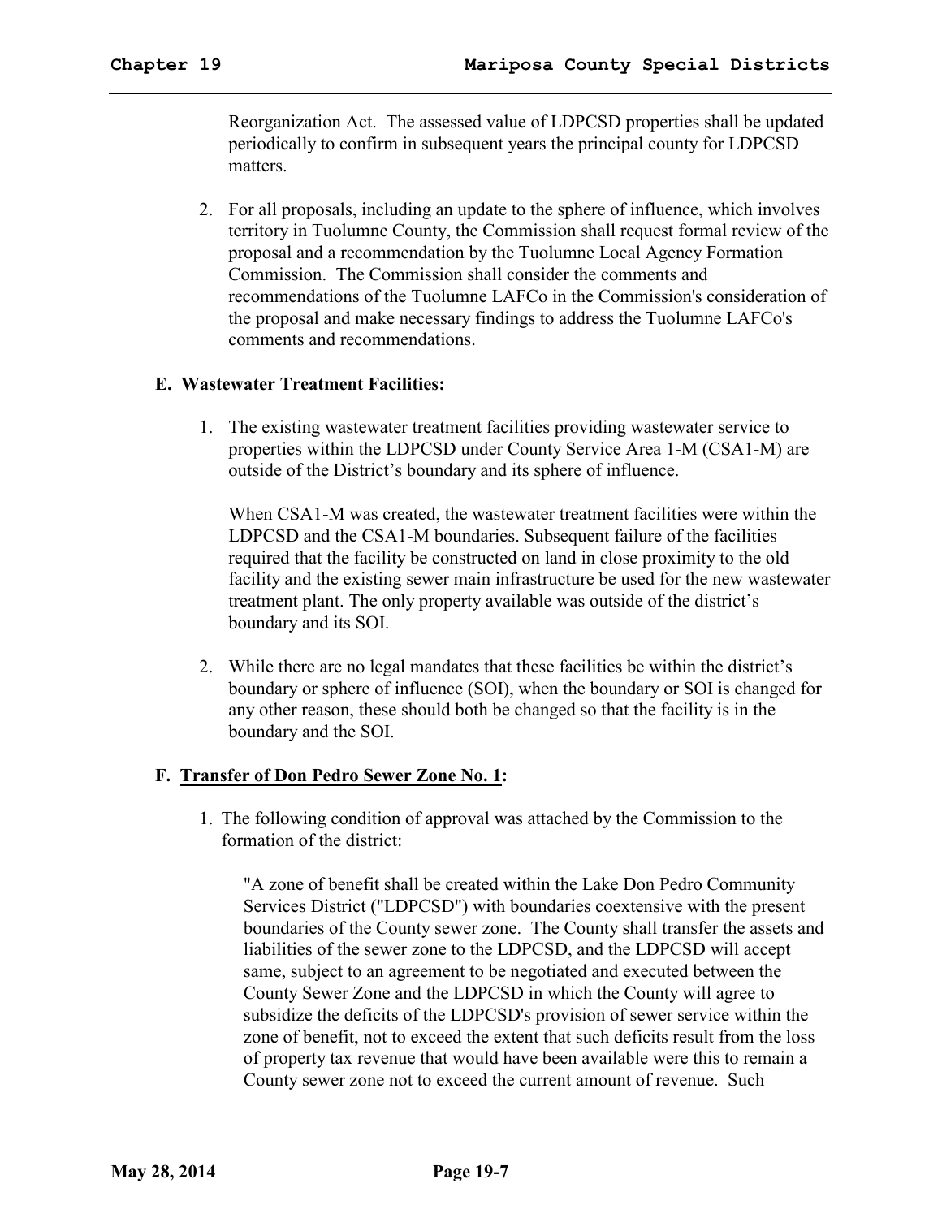Reorganization Act. The assessed value of LDPCSD properties shall be updated periodically to confirm in subsequent years the principal county for LDPCSD matters.

2. For all proposals, including an update to the sphere of influence, which involves territory in Tuolumne County, the Commission shall request formal review of the proposal and a recommendation by the Tuolumne Local Agency Formation Commission. The Commission shall consider the comments and recommendations of the Tuolumne LAFCo in the Commission's consideration of the proposal and make necessary findings to address the Tuolumne LAFCo's comments and recommendations.

**E. Wastewater Treatment Facilities:**

1. The existing wastewater treatment facilities providing wastewater service to properties within the LDPCSD under County Service Area 1-M (CSA1-M) are outside of the District's boundary and its sphere of influence.

   When CSA1-M was created, the wastewater treatment facilities were within the LDPCSD and the CSA1-M boundaries. Subsequent failure of the facilities required that the facility be constructed on land in close proximity to the old facility and the existing sewer main infrastructure be used for the new wastewater treatment plant. The only property available was outside of the district's boundary and its SOI.

2. While there are no legal mandates that these facilities be within the district's boundary or sphere of influence (SOI), when the boundary or SOI is changed for any other reason, these should both be changed so that the facility is in the boundary and the SOI.

**F. <u>Transfer of Don Pedro Sewer Zone No. 1</u>:**

1. The following condition of approval was attached by the Commission to the formation of the district:

   "A zone of benefit shall be created within the Lake Don Pedro Community Services District ("LDPCSD") with boundaries coextensive with the present boundaries of the County sewer zone. The County shall transfer the assets and liabilities of the sewer zone to the LDPCSD, and the LDPCSD will accept same, subject to an agreement to be negotiated and executed between the County Sewer Zone and the LDPCSD in which the County will agree to subsidize the deficits of the LDPCSD's provision of sewer service within the zone of benefit, not to exceed the extent that such deficits result from the loss of property tax revenue that would have been available were this to remain a County sewer zone not to exceed the current amount of revenue. Such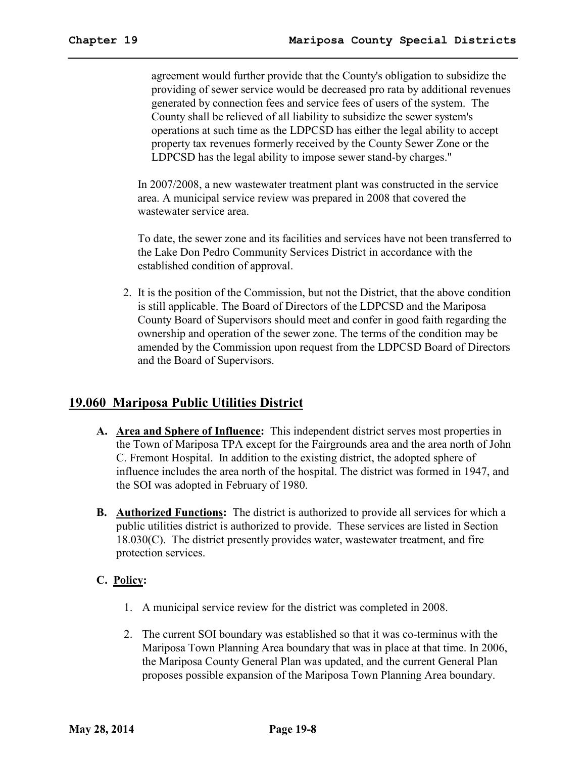agreement would further provide that the County's obligation to subsidize the providing of sewer service would be decreased pro rata by additional revenues generated by connection fees and service fees of users of the system. The County shall be relieved of all liability to subsidize the sewer system's operations at such time as the LDPCSD has either the legal ability to accept property tax revenues formerly received by the County Sewer Zone or the LDPCSD has the legal ability to impose sewer stand-by charges."

In 2007/2008, a new wastewater treatment plant was constructed in the service area. A municipal service review was prepared in 2008 that covered the wastewater service area.

To date, the sewer zone and its facilities and services have not been transferred to the Lake Don Pedro Community Services District in accordance with the established condition of approval.

2. It is the position of the Commission, but not the District, that the above condition is still applicable. The Board of Directors of the LDPCSD and the Mariposa County Board of Supervisors should meet and confer in good faith regarding the ownership and operation of the sewer zone. The terms of the condition may be amended by the Commission upon request from the LDPCSD Board of Directors and the Board of Supervisors.

## 19.060 Mariposa Public Utilities District

**A. Area and Sphere of Influence:** This independent district serves most properties in the Town of Mariposa TPA except for the Fairgrounds area and the area north of John C. Fremont Hospital. In addition to the existing district, the adopted sphere of influence includes the area north of the hospital. The district was formed in 1947, and the SOI was adopted in February of 1980.

**B. Authorized Functions:** The district is authorized to provide all services for which a public utilities district is authorized to provide. These services are listed in Section 18.030(C). The district presently provides water, wastewater treatment, and fire protection services.

**C. Policy:**

1. A municipal service review for the district was completed in 2008.

2. The current SOI boundary was established so that it was co-terminus with the Mariposa Town Planning Area boundary that was in place at that time. In 2006, the Mariposa County General Plan was updated, and the current General Plan proposes possible expansion of the Mariposa Town Planning Area boundary.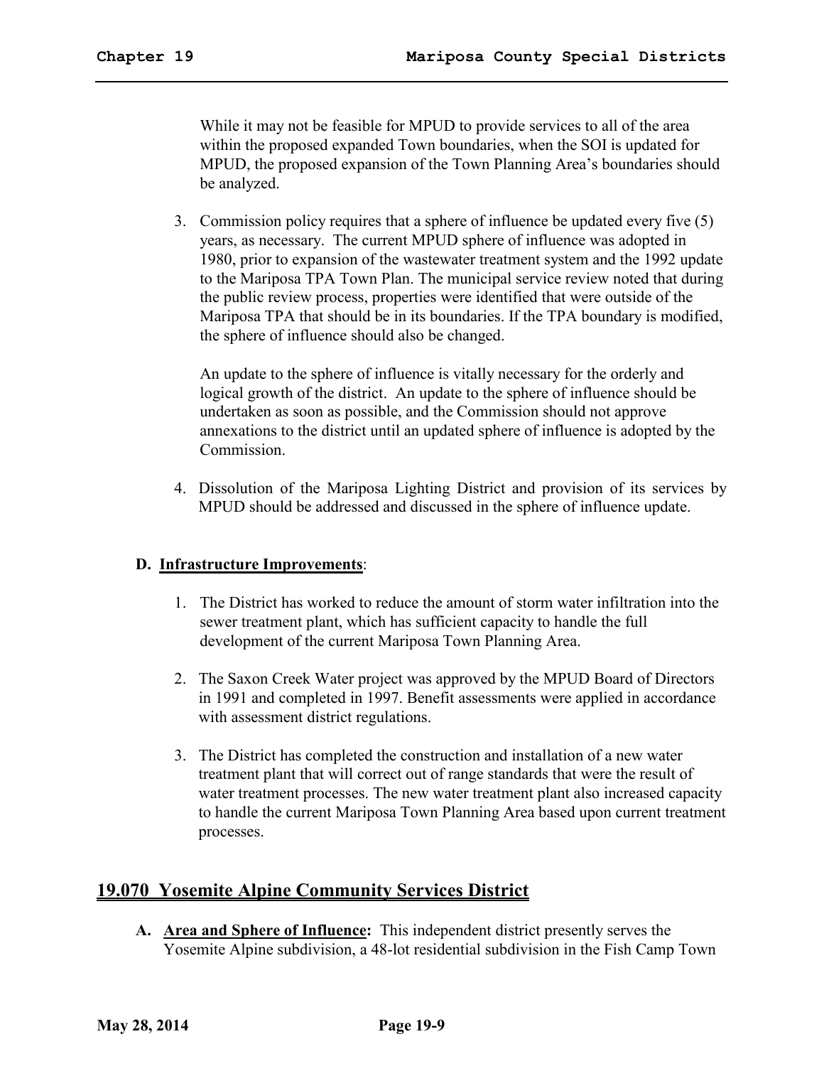While it may not be feasible for MPUD to provide services to all of the area within the proposed expanded Town boundaries, when the SOI is updated for MPUD, the proposed expansion of the Town Planning Area's boundaries should be analyzed.

3. Commission policy requires that a sphere of influence be updated every five (5) years, as necessary. The current MPUD sphere of influence was adopted in 1980, prior to expansion of the wastewater treatment system and the 1992 update to the Mariposa TPA Town Plan. The municipal service review noted that during the public review process, properties were identified that were outside of the Mariposa TPA that should be in its boundaries. If the TPA boundary is modified, the sphere of influence should also be changed.

   An update to the sphere of influence is vitally necessary for the orderly and logical growth of the district. An update to the sphere of influence should be undertaken as soon as possible, and the Commission should not approve annexations to the district until an updated sphere of influence is adopted by the Commission.

4. Dissolution of the Mariposa Lighting District and provision of its services by MPUD should be addressed and discussed in the sphere of influence update.

**D. Infrastructure Improvements**:

1. The District has worked to reduce the amount of storm water infiltration into the sewer treatment plant, which has sufficient capacity to handle the full development of the current Mariposa Town Planning Area.

2. The Saxon Creek Water project was approved by the MPUD Board of Directors in 1991 and completed in 1997. Benefit assessments were applied in accordance with assessment district regulations.

3. The District has completed the construction and installation of a new water treatment plant that will correct out of range standards that were the result of water treatment processes. The new water treatment plant also increased capacity to handle the current Mariposa Town Planning Area based upon current treatment processes.

## 19.070 Yosemite Alpine Community Services District

**A. Area and Sphere of Influence:** This independent district presently serves the Yosemite Alpine subdivision, a 48-lot residential subdivision in the Fish Camp Town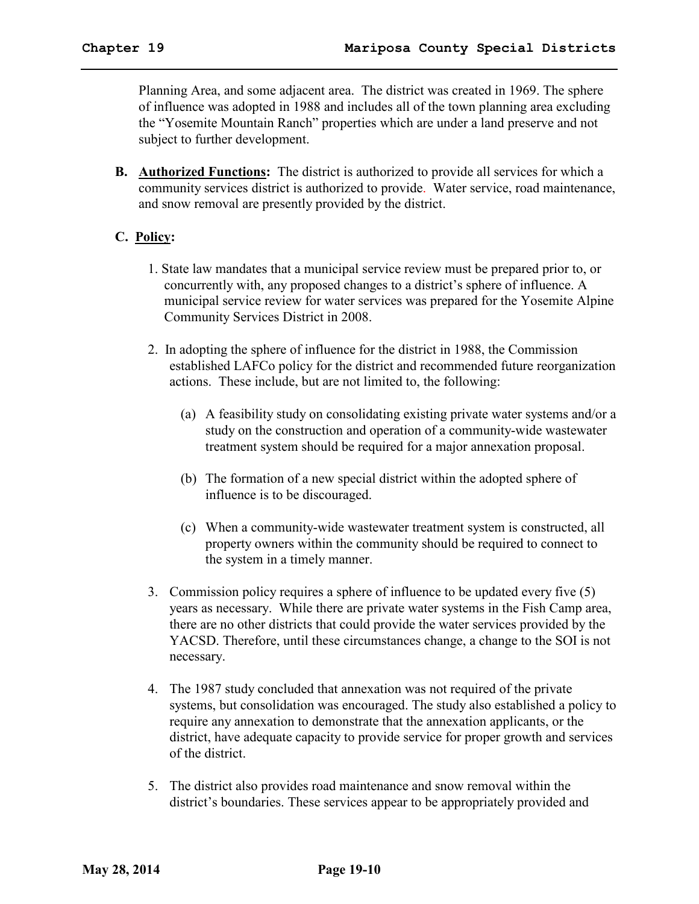Planning Area, and some adjacent area. The district was created in 1969. The sphere of influence was adopted in 1988 and includes all of the town planning area excluding the "Yosemite Mountain Ranch" properties which are under a land preserve and not subject to further development.

**B. Authorized Functions:** The district is authorized to provide all services for which a community services district is authorized to provide. Water service, road maintenance, and snow removal are presently provided by the district.

**C. Policy:**

1. State law mandates that a municipal service review must be prepared prior to, or concurrently with, any proposed changes to a district's sphere of influence. A municipal service review for water services was prepared for the Yosemite Alpine Community Services District in 2008.

2. In adopting the sphere of influence for the district in 1988, the Commission established LAFCo policy for the district and recommended future reorganization actions. These include, but are not limited to, the following:

   (a) A feasibility study on consolidating existing private water systems and/or a study on the construction and operation of a community-wide wastewater treatment system should be required for a major annexation proposal.

   (b) The formation of a new special district within the adopted sphere of influence is to be discouraged.

   (c) When a community-wide wastewater treatment system is constructed, all property owners within the community should be required to connect to the system in a timely manner.

3. Commission policy requires a sphere of influence to be updated every five (5) years as necessary. While there are private water systems in the Fish Camp area, there are no other districts that could provide the water services provided by the YACSD. Therefore, until these circumstances change, a change to the SOI is not necessary.

4. The 1987 study concluded that annexation was not required of the private systems, but consolidation was encouraged. The study also established a policy to require any annexation to demonstrate that the annexation applicants, or the district, have adequate capacity to provide service for proper growth and services of the district.

5. The district also provides road maintenance and snow removal within the district's boundaries. These services appear to be appropriately provided and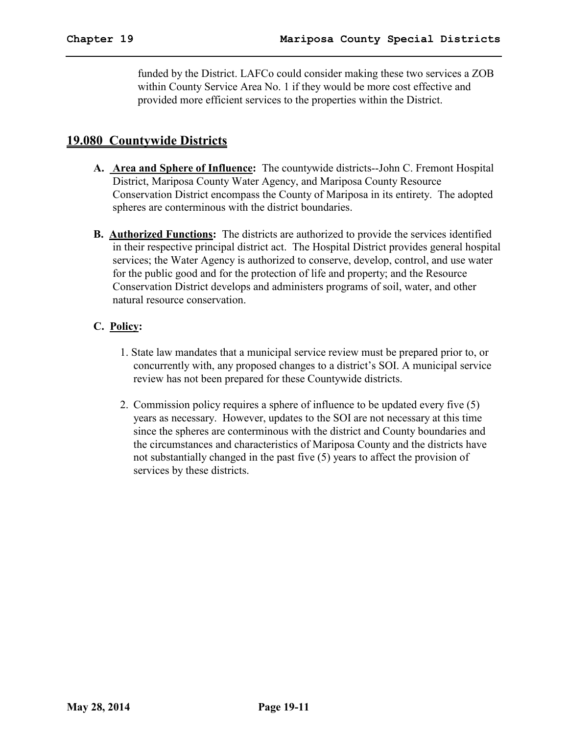funded by the District. LAFCo could consider making these two services a ZOB within County Service Area No. 1 if they would be more cost effective and provided more efficient services to the properties within the District.

## 19.080 Countywide Districts

**A. Area and Sphere of Influence:** The countywide districts--John C. Fremont Hospital District, Mariposa County Water Agency, and Mariposa County Resource Conservation District encompass the County of Mariposa in its entirety. The adopted spheres are conterminous with the district boundaries.

**B. Authorized Functions:** The districts are authorized to provide the services identified in their respective principal district act. The Hospital District provides general hospital services; the Water Agency is authorized to conserve, develop, control, and use water for the public good and for the protection of life and property; and the Resource Conservation District develops and administers programs of soil, water, and other natural resource conservation.

**C. Policy:**

1. State law mandates that a municipal service review must be prepared prior to, or concurrently with, any proposed changes to a district's SOI. A municipal service review has not been prepared for these Countywide districts.

2. Commission policy requires a sphere of influence to be updated every five (5) years as necessary. However, updates to the SOI are not necessary at this time since the spheres are conterminous with the district and County boundaries and the circumstances and characteristics of Mariposa County and the districts have not substantially changed in the past five (5) years to affect the provision of services by these districts.